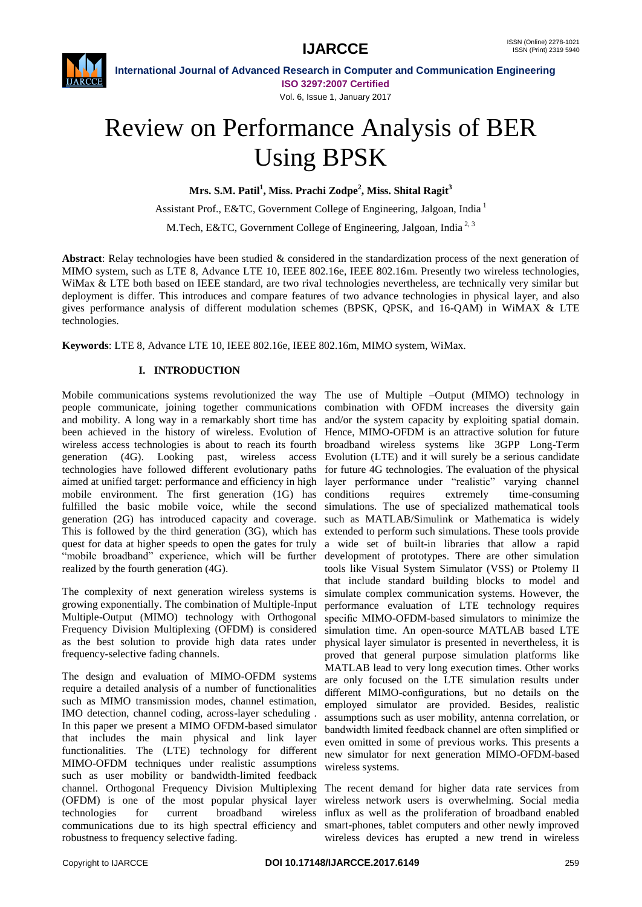# Review on Performance Analysis of BER Using BPSK

**Mrs. S.M. Patil[1], Miss. Prachi Zodpe[2], Miss. Shital Ragit[3]**

Assistant Prof., E&TC, Government College of Engineering, Jalgoan, India [1]

M.Tech, E&TC, Government College of Engineering, Jalgoan, India [2, 3]

**Abstract**: Relay technologies have been studied & considered in the standardization process of the next generation of MIMO system, such as LTE 8, Advance LTE 10, IEEE 802.16e, IEEE 802.16m. Presently two wireless technologies, WiMax & LTE both based on IEEE standard, are two rival technologies nevertheless, are technically very similar but deployment is differ. This introduces and compare features of two advance technologies in physical layer, and also gives performance analysis of different modulation schemes (BPSK, QPSK, and 16-QAM) in WiMAX & LTE technologies.

**Keywords**: LTE 8, Advance LTE 10, IEEE 802.16e, IEEE 802.16m, MIMO system, WiMax.

## I. INTRODUCTION

Mobile communications systems revolutionized the way people communicate, joining together communications and mobility. A long way in a remarkably short time has been achieved in the history of wireless. Evolution of wireless access technologies is about to reach its fourth generation (4G). Looking past, wireless access technologies have followed different evolutionary paths aimed at unified target: performance and efficiency in high mobile environment. The first generation (1G) has fulfilled the basic mobile voice, while the second generation (2G) has introduced capacity and coverage. This is followed by the third generation (3G), which has quest for data at higher speeds to open the gates for truly "mobile broadband" experience, which will be further realized by the fourth generation (4G).

The complexity of next generation wireless systems is growing exponentially. The combination of Multiple-Input Multiple-Output (MIMO) technology with Orthogonal Frequency Division Multiplexing (OFDM) is considered as the best solution to provide high data rates under frequency-selective fading channels.

The design and evaluation of MIMO-OFDM systems require a detailed analysis of a number of functionalities such as MIMO transmission modes, channel estimation, IMO detection, channel coding, across-layer scheduling . In this paper we present a MIMO OFDM-based simulator that includes the main physical and link layer functionalities. The (LTE) technology for different MIMO-OFDM techniques under realistic assumptions such as user mobility or bandwidth-limited feedback channel. Orthogonal Frequency Division Multiplexing (OFDM) is one of the most popular physical layer technologies for current broadband wireless communications due to its high spectral efficiency and robustness to frequency selective fading.

The use of Multiple –Output (MIMO) technology in combination with OFDM increases the diversity gain and/or the system capacity by exploiting spatial domain. Hence, MIMO-OFDM is an attractive solution for future broadband wireless systems like 3GPP Long-Term Evolution (LTE) and it will surely be a serious candidate for future 4G technologies. The evaluation of the physical layer performance under "realistic" varying channel conditions requires extremely time-consuming simulations. The use of specialized mathematical tools such as MATLAB/Simulink or Mathematica is widely extended to perform such simulations. These tools provide a wide set of built-in libraries that allow a rapid development of prototypes. There are other simulation tools like Visual System Simulator (VSS) or Ptolemy II that include standard building blocks to model and simulate complex communication systems. However, the performance evaluation of LTE technology requires specific MIMO-OFDM-based simulators to minimize the simulation time. An open-source MATLAB based LTE physical layer simulator is presented in nevertheless, it is proved that general purpose simulation platforms like MATLAB lead to very long execution times. Other works are only focused on the LTE simulation results under different MIMO-configurations, but no details on the employed simulator are provided. Besides, realistic assumptions such as user mobility, antenna correlation, or bandwidth limited feedback channel are often simplified or even omitted in some of previous works. This presents a new simulator for next generation MIMO-OFDM-based wireless systems.

The recent demand for higher data rate services from wireless network users is overwhelming. Social media influx as well as the proliferation of broadband enabled smart-phones, tablet computers and other newly improved wireless devices has erupted a new trend in wireless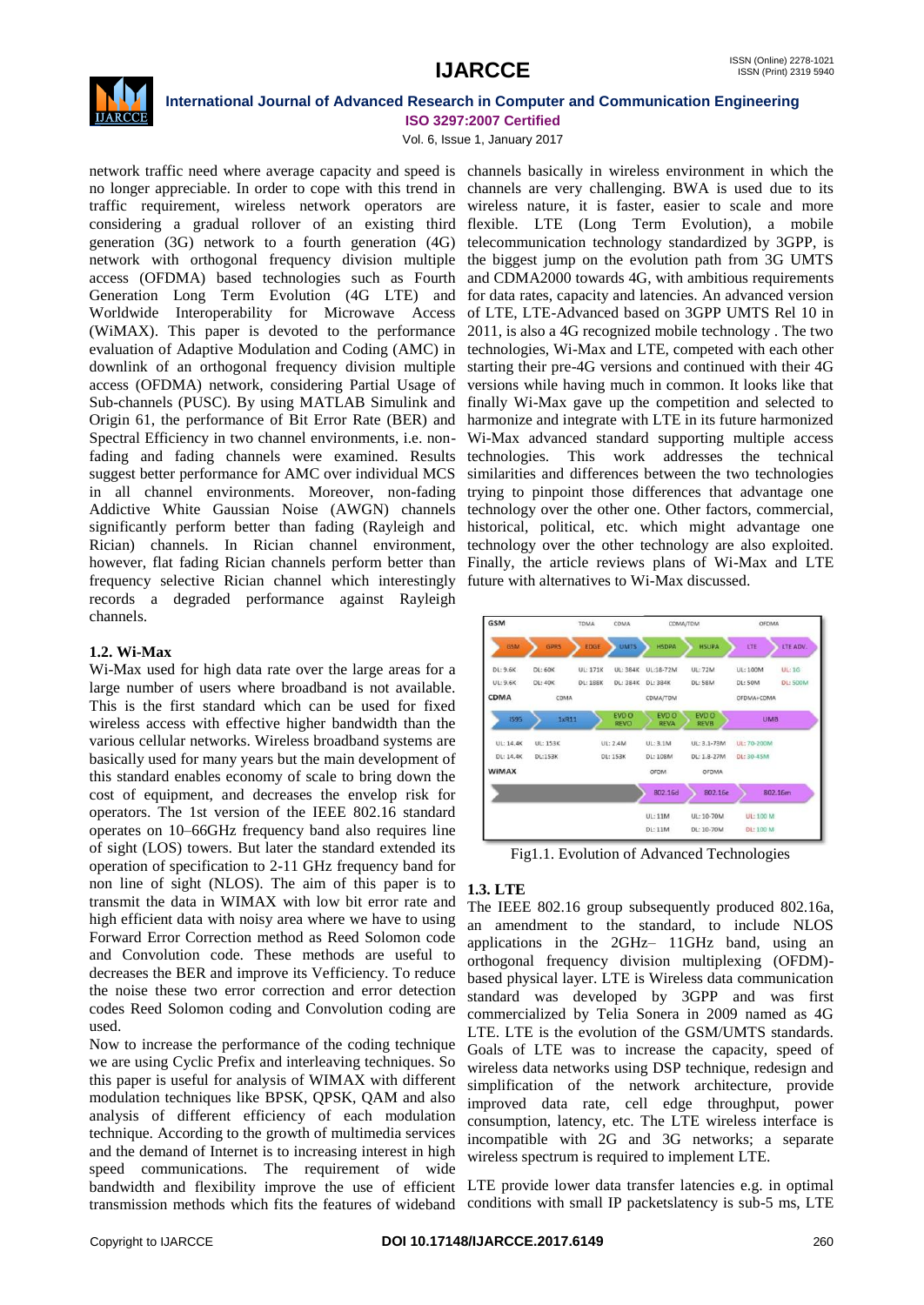network traffic need where average capacity and speed is no longer appreciable. In order to cope with this trend in traffic requirement, wireless network operators are considering a gradual rollover of an existing third generation (3G) network to a fourth generation (4G) network with orthogonal frequency division multiple access (OFDMA) based technologies such as Fourth Generation Long Term Evolution (4G LTE) and Worldwide Interoperability for Microwave Access (WiMAX). This paper is devoted to the performance evaluation of Adaptive Modulation and Coding (AMC) in downlink of an orthogonal frequency division multiple access (OFDMA) network, considering Partial Usage of Sub-channels (PUSC). By using MATLAB Simulink and Origin 61, the performance of Bit Error Rate (BER) and Spectral Efficiency in two channel environments, i.e. non-fading and fading channels were examined. Results suggest better performance for AMC over individual MCS in all channel environments. Moreover, non-fading Addictive White Gaussian Noise (AWGN) channels significantly perform better than fading (Rayleigh and Rician) channels. In Rician channel environment, however, flat fading Rician channels perform better than frequency selective Rician channel which interestingly records a degraded performance against Rayleigh channels.

### 1.2. Wi-Max

Wi-Max used for high data rate over the large areas for a large number of users where broadband is not available. This is the first standard which can be used for fixed wireless access with effective higher bandwidth than the various cellular networks. Wireless broadband systems are basically used for many years but the main development of this standard enables economy of scale to bring down the cost of equipment, and decreases the envelop risk for operators. The 1st version of the IEEE 802.16 standard operates on 10–66GHz frequency band also requires line of sight (LOS) towers. But later the standard extended its operation of specification to 2-11 GHz frequency band for non line of sight (NLOS). The aim of this paper is to transmit the data in WIMAX with low bit error rate and high efficient data with noisy area where we have to using Forward Error Correction method as Reed Solomon code and Convolution code. These methods are useful to decreases the BER and improve its Vefficiency. To reduce the noise these two error correction and error detection codes Reed Solomon coding and Convolution coding are used.

Now to increase the performance of the coding technique we are using Cyclic Prefix and interleaving techniques. So this paper is useful for analysis of WIMAX with different modulation techniques like BPSK, QPSK, QAM and also analysis of different efficiency of each modulation technique. According to the growth of multimedia services and the demand of Internet is to increasing interest in high speed communications. The requirement of wide bandwidth and flexibility improve the use of efficient transmission methods which fits the features of wideband channels basically in wireless environment in which the channels are very challenging. BWA is used due to its wireless nature, it is faster, easier to scale and more flexible. LTE (Long Term Evolution), a mobile telecommunication technology standardized by 3GPP, is the biggest jump on the evolution path from 3G UMTS and CDMA2000 towards 4G, with ambitious requirements for data rates, capacity and latencies. An advanced version of LTE, LTE-Advanced based on 3GPP UMTS Rel 10 in 2011, is also a 4G recognized mobile technology . The two technologies, Wi-Max and LTE, competed with each other starting their pre-4G versions and continued with their 4G versions while having much in common. It looks like that finally Wi-Max gave up the competition and selected to harmonize and integrate with LTE in its future harmonized Wi-Max advanced standard supporting multiple access technologies. This work addresses the technical similarities and differences between the two technologies trying to pinpoint those differences that advantage one technology over the other one. Other factors, commercial, historical, political, etc. which might advantage one technology over the other technology are also exploited. Finally, the article reviews plans of Wi-Max and LTE future with alternatives to Wi-Max discussed.

Fig1.1. Evolution of Advanced Technologies

### 1.3. LTE

The IEEE 802.16 group subsequently produced 802.16a, an amendment to the standard, to include NLOS applications in the 2GHz– 11GHz band, using an orthogonal frequency division multiplexing (OFDM)-based physical layer. LTE is Wireless data communication standard was developed by 3GPP and was first commercialized by Telia Sonera in 2009 named as 4G LTE. LTE is the evolution of the GSM/UMTS standards. Goals of LTE was to increase the capacity, speed of wireless data networks using DSP technique, redesign and simplification of the network architecture, provide improved data rate, cell edge throughput, power consumption, latency, etc. The LTE wireless interface is incompatible with 2G and 3G networks; a separate wireless spectrum is required to implement LTE.

LTE provide lower data transfer latencies e.g. in optimal conditions with small IP packetslatency is sub-5 ms, LTE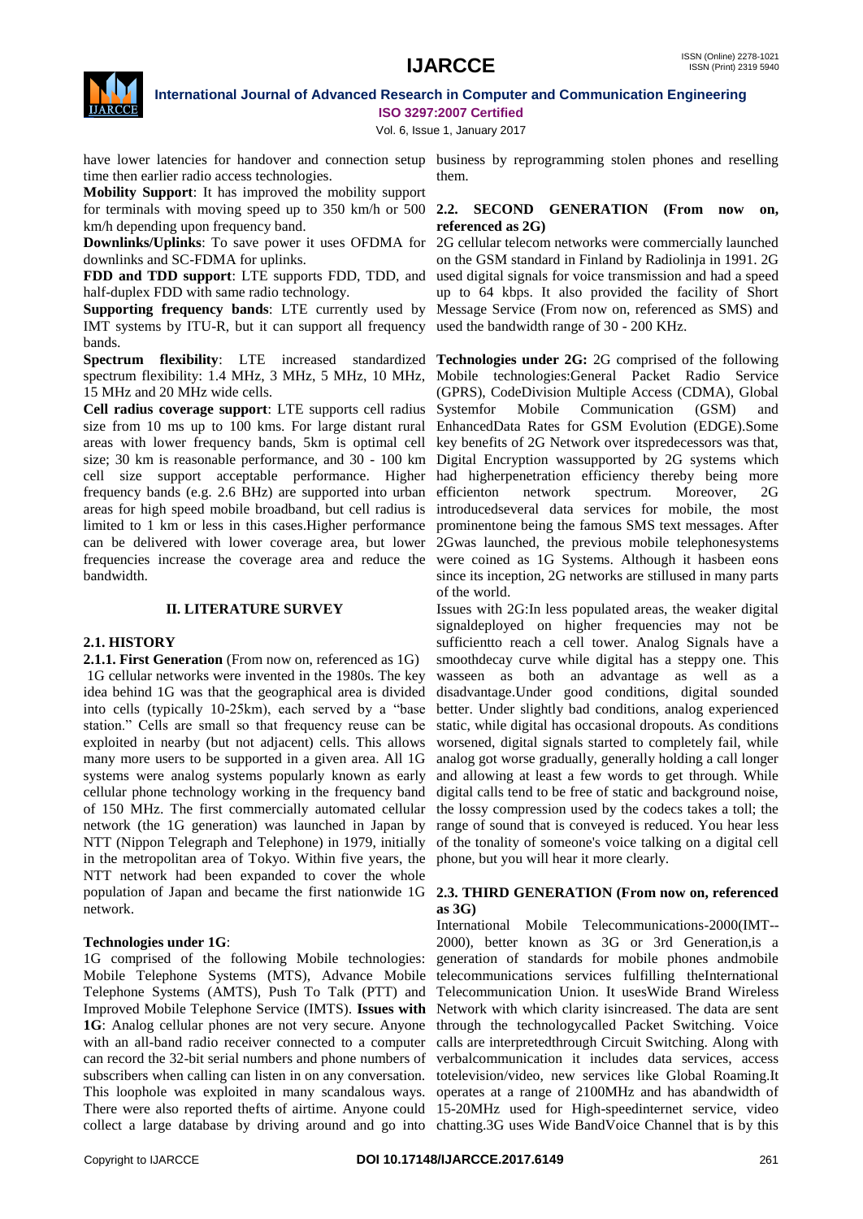have lower latencies for handover and connection setup time then earlier radio access technologies.

**Mobility Support**: It has improved the mobility support for terminals with moving speed up to 350 km/h or 500 km/h depending upon frequency band.

**Downlinks/Uplinks**: To save power it uses OFDMA for downlinks and SC-FDMA for uplinks.

**FDD and TDD support**: LTE supports FDD, TDD, and half-duplex FDD with same radio technology.

**Supporting frequency bands**: LTE currently used by IMT systems by ITU-R, but it can support all frequency bands.

**Spectrum flexibility**: LTE increased standardized spectrum flexibility: 1.4 MHz, 3 MHz, 5 MHz, 10 MHz, 15 MHz and 20 MHz wide cells.

**Cell radius coverage support**: LTE supports cell radius size from 10 ms up to 100 kms. For large distant rural areas with lower frequency bands, 5km is optimal cell size; 30 km is reasonable performance, and 30 - 100 km cell size support acceptable performance. Higher frequency bands (e.g. 2.6 BHz) are supported into urban areas for high speed mobile broadband, but cell radius is limited to 1 km or less in this cases.Higher performance can be delivered with lower coverage area, but lower frequencies increase the coverage area and reduce the bandwidth.

## II. LITERATURE SURVEY

### 2.1. HISTORY

**2.1.1. First Generation** (From now on, referenced as 1G)

1G cellular networks were invented in the 1980s. The key idea behind 1G was that the geographical area is divided into cells (typically 10-25km), each served by a "base station." Cells are small so that frequency reuse can be exploited in nearby (but not adjacent) cells. This allows many more users to be supported in a given area. All 1G systems were analog systems popularly known as early cellular phone technology working in the frequency band of 150 MHz. The first commercially automated cellular network (the 1G generation) was launched in Japan by NTT (Nippon Telegraph and Telephone) in 1979, initially in the metropolitan area of Tokyo. Within five years, the NTT network had been expanded to cover the whole population of Japan and became the first nationwide 1G network.

**Technologies under 1G**:

1G comprised of the following Mobile technologies: Mobile Telephone Systems (MTS), Advance Mobile Telephone Systems (AMTS), Push To Talk (PTT) and Improved Mobile Telephone Service (IMTS). **Issues with 1G**: Analog cellular phones are not very secure. Anyone with an all-band radio receiver connected to a computer can record the 32-bit serial numbers and phone numbers of subscribers when calling can listen in on any conversation. This loophole was exploited in many scandalous ways. There were also reported thefts of airtime. Anyone could collect a large database by driving around and go into business by reprogramming stolen phones and reselling them.

### 2.2. SECOND GENERATION (From now on, referenced as 2G)

2G cellular telecom networks were commercially launched on the GSM standard in Finland by Radiolinja in 1991. 2G used digital signals for voice transmission and had a speed up to 64 kbps. It also provided the facility of Short Message Service (From now on, referenced as SMS) and used the bandwidth range of 30 - 200 KHz.

**Technologies under 2G:** 2G comprised of the following Mobile technologies:General Packet Radio Service (GPRS), CodeDivision Multiple Access (CDMA), Global Systemfor Mobile Communication (GSM) and EnhancedData Rates for GSM Evolution (EDGE).Some key benefits of 2G Network over itspredecessors was that, Digital Encryption wassupported by 2G systems which had higherpenetration efficiency thereby being more efficienton network spectrum. Moreover, 2G introducedseveral data services for mobile, the most prominentone being the famous SMS text messages. After 2Gwas launched, the previous mobile telephonesystems were coined as 1G Systems. Although it hasbeen eons since its inception, 2G networks are stillused in many parts of the world.

Issues with 2G:In less populated areas, the weaker digital signaldeployed on higher frequencies may not be sufficientto reach a cell tower. Analog Signals have a smoothdecay curve while digital has a steppy one. This wasseen as both an advantage as well as a disadvantage.Under good conditions, digital sounded better. Under slightly bad conditions, analog experienced static, while digital has occasional dropouts. As conditions worsened, digital signals started to completely fail, while analog got worse gradually, generally holding a call longer and allowing at least a few words to get through. While digital calls tend to be free of static and background noise, the lossy compression used by the codecs takes a toll; the range of sound that is conveyed is reduced. You hear less of the tonality of someone's voice talking on a digital cell phone, but you will hear it more clearly.

### 2.3. THIRD GENERATION (From now on, referenced as 3G)

International Mobile Telecommunications-2000(IMT--2000), better known as 3G or 3rd Generation,is a generation of standards for mobile phones andmobile telecommunications services fulfilling theInternational Telecommunication Union. It usesWide Brand Wireless Network with which clarity isincreased. The data are sent through the technologycalled Packet Switching. Voice calls are interpretedthrough Circuit Switching. Along with verbalcommunication it includes data services, access totelevision/video, new services like Global Roaming.It operates at a range of 2100MHz and has abandwidth of 15-20MHz used for High-speedinternet service, video chatting.3G uses Wide BandVoice Channel that is by this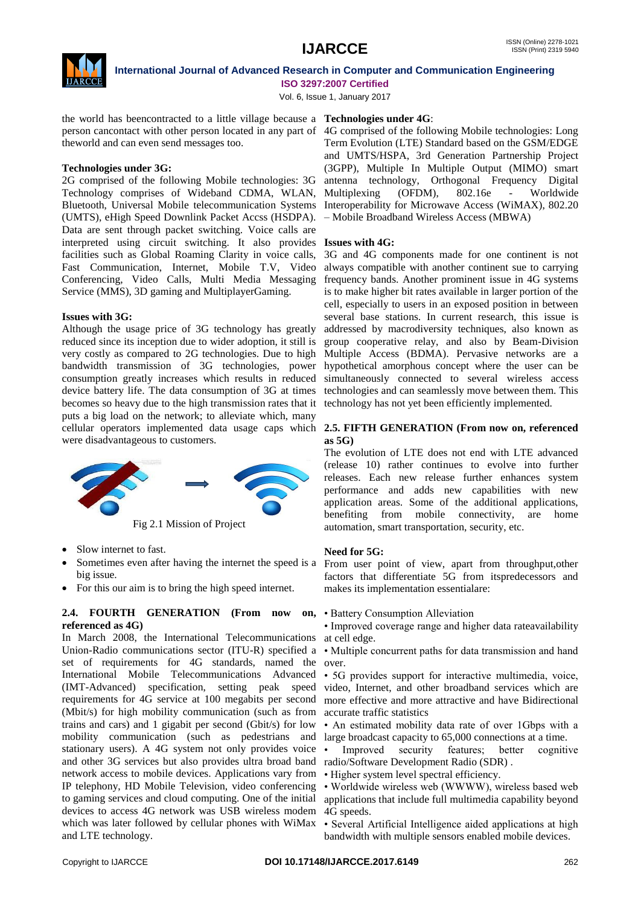the world has beencontracted to a little village because a person cancontact with other person located in any part of theworld and can even send messages too.

**Technologies under 3G:**

2G comprised of the following Mobile technologies: 3G Technology comprises of Wideband CDMA, WLAN, Bluetooth, Universal Mobile telecommunication Systems (UMTS), eHigh Speed Downlink Packet Accss (HSDPA). Data are sent through packet switching. Voice calls are interpreted using circuit switching. It also provides facilities such as Global Roaming Clarity in voice calls, Fast Communication, Internet, Mobile T.V, Video Conferencing, Video Calls, Multi Media Messaging Service (MMS), 3D gaming and MultiplayerGaming.

**Issues with 3G:**

Although the usage price of 3G technology has greatly reduced since its inception due to wider adoption, it still is very costly as compared to 2G technologies. Due to high bandwidth transmission of 3G technologies, power consumption greatly increases which results in reduced device battery life. The data consumption of 3G at times becomes so heavy due to the high transmission rates that it puts a big load on the network; to alleviate which, many cellular operators implemented data usage caps which were disadvantageous to customers.

Fig 2.1 Mission of Project

- Slow internet to fast.
- Sometimes even after having the internet the speed is a big issue.
- For this our aim is to bring the high speed internet.

**2.4. FOURTH GENERATION (From now on, referenced as 4G)**

In March 2008, the International Telecommunications Union-Radio communications sector (ITU-R) specified a set of requirements for 4G standards, named the International Mobile Telecommunications Advanced (IMT-Advanced) specification, setting peak speed requirements for 4G service at 100 megabits per second (Mbit/s) for high mobility communication (such as from trains and cars) and 1 gigabit per second (Gbit/s) for low mobility communication (such as pedestrians and stationary users). A 4G system not only provides voice and other 3G services but also provides ultra broad band network access to mobile devices. Applications vary from IP telephony, HD Mobile Television, video conferencing to gaming services and cloud computing. One of the initial devices to access 4G network was USB wireless modem which was later followed by cellular phones with WiMax and LTE technology.

**Technologies under 4G**:

4G comprised of the following Mobile technologies: Long Term Evolution (LTE) Standard based on the GSM/EDGE and UMTS/HSPA, 3rd Generation Partnership Project (3GPP), Multiple In Multiple Output (MIMO) smart antenna technology, Orthogonal Frequency Digital Multiplexing (OFDM), 802.16e - Worldwide Interoperability for Microwave Access (WiMAX), 802.20 – Mobile Broadband Wireless Access (MBWA)

**Issues with 4G:**

3G and 4G components made for one continent is not always compatible with another continent sue to carrying frequency bands. Another prominent issue in 4G systems is to make higher bit rates available in larger portion of the cell, especially to users in an exposed position in between several base stations. In current research, this issue is addressed by macrodiversity techniques, also known as group cooperative relay, and also by Beam-Division Multiple Access (BDMA). Pervasive networks are a hypothetical amorphous concept where the user can be simultaneously connected to several wireless access technologies and can seamlessly move between them. This technology has not yet been efficiently implemented.

**2.5. FIFTH GENERATION (From now on, referenced as 5G)**

The evolution of LTE does not end with LTE advanced (release 10) rather continues to evolve into further releases. Each new release further enhances system performance and adds new capabilities with new application areas. Some of the additional applications, benefiting from mobile connectivity, are home automation, smart transportation, security, etc.

**Need for 5G:**

From user point of view, apart from throughput,other factors that differentiate 5G from itspredecessors and makes its implementation essentialare:

• Battery Consumption Alleviation

• Improved coverage range and higher data rateavailability at cell edge.

• Multiple concurrent paths for data transmission and hand over.

• 5G provides support for interactive multimedia, voice, video, Internet, and other broadband services which are more effective and more attractive and have Bidirectional accurate traffic statistics

• An estimated mobility data rate of over 1Gbps with a large broadcast capacity to 65,000 connections at a time.

• Improved security features; better cognitive radio/Software Development Radio (SDR) .

• Higher system level spectral efficiency.

• Worldwide wireless web (WWWW), wireless based web applications that include full multimedia capability beyond 4G speeds.

• Several Artificial Intelligence aided applications at high bandwidth with multiple sensors enabled mobile devices.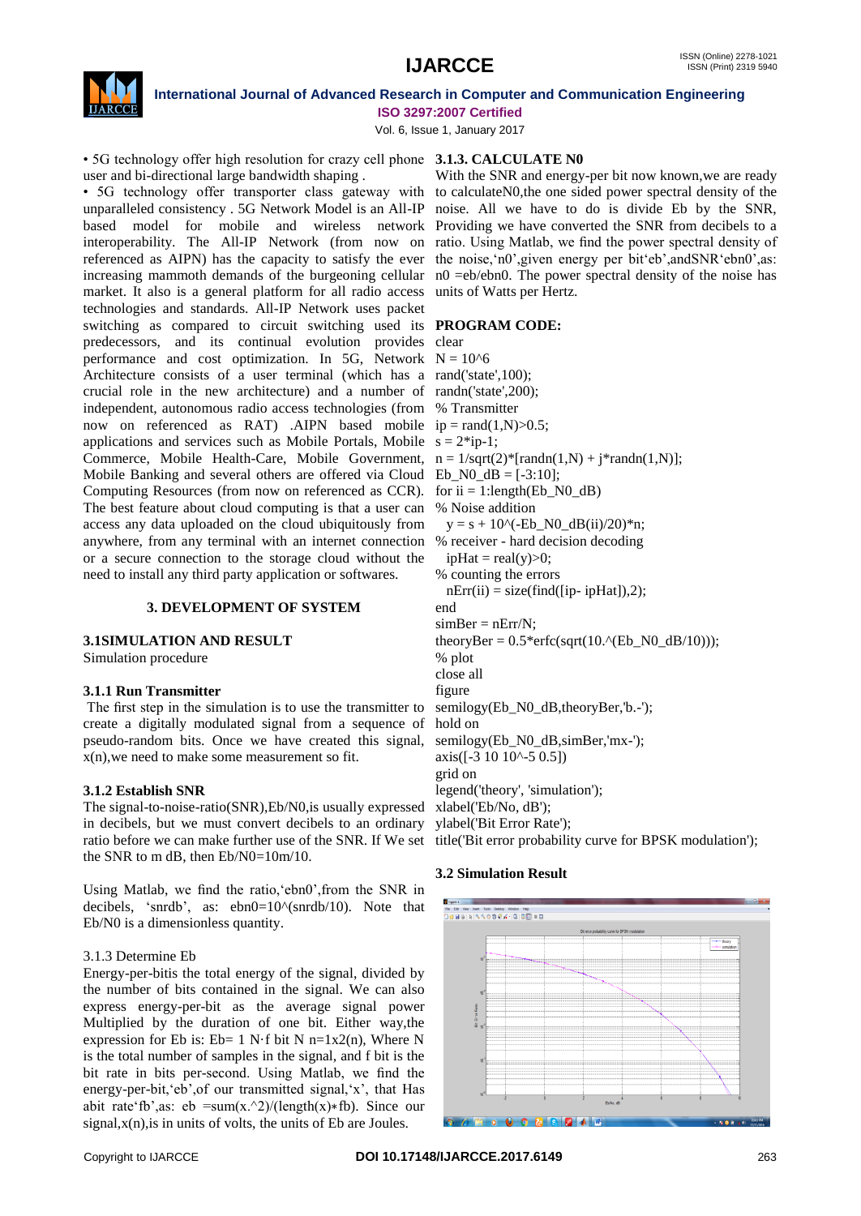• 5G technology offer high resolution for crazy cell phone user and bi-directional large bandwidth shaping .

• 5G technology offer transporter class gateway with unparalleled consistency . 5G Network Model is an All-IP based model for mobile and wireless network interoperability. The All-IP Network (from now on referenced as AIPN) has the capacity to satisfy the ever increasing mammoth demands of the burgeoning cellular market. It also is a general platform for all radio access technologies and standards. All-IP Network uses packet switching as compared to circuit switching used its predecessors, and its continual evolution provides performance and cost optimization. In 5G, Network Architecture consists of a user terminal (which has a crucial role in the new architecture) and a number of independent, autonomous radio access technologies (from now on referenced as RAT) .AIPN based mobile applications and services such as Mobile Portals, Mobile Commerce, Mobile Health-Care, Mobile Government, Mobile Banking and several others are offered via Cloud Computing Resources (from now on referenced as CCR). The best feature about cloud computing is that a user can access any data uploaded on the cloud ubiquitously from anywhere, from any terminal with an internet connection or a secure connection to the storage cloud without the need to install any third party application or softwares.

## 3. DEVELOPMENT OF SYSTEM

### 3.1SIMULATION AND RESULT

Simulation procedure

#### 3.1.1 Run Transmitter

The first step in the simulation is to use the transmitter to create a digitally modulated signal from a sequence of pseudo-random bits. Once we have created this signal, x(n),we need to make some measurement so fit.

#### 3.1.2 Establish SNR

The signal-to-noise-ratio(SNR),Eb/N0,is usually expressed in decibels, but we must convert decibels to an ordinary ratio before we can make further use of the SNR. If We set the SNR to m dB, then Eb/N0=10m/10.

Using Matlab, we find the ratio,'ebn0',from the SNR in decibels, 'snrdb', as: ebn0=10^(snrdb/10). Note that Eb/N0 is a dimensionless quantity.

#### 3.1.3 Determine Eb

Energy-per-bitis the total energy of the signal, divided by the number of bits contained in the signal. We can also express energy-per-bit as the average signal power Multiplied by the duration of one bit. Either way,the expression for Eb is: Eb= 1 N·f bit N n=1x2(n), Where N is the total number of samples in the signal, and f bit is the bit rate in bits per-second. Using Matlab, we find the energy-per-bit,'eb',of our transmitted signal,'x', that Has abit rate'fb',as: eb =sum(x.^2)/(length(x)∗fb). Since our signal,x(n),is in units of volts, the units of Eb are Joules.

#### 3.1.3. CALCULATE N0

With the SNR and energy-per bit now known,we are ready to calculateN0,the one sided power spectral density of the noise. All we have to do is divide Eb by the SNR, Providing we have converted the SNR from decibels to a ratio. Using Matlab, we find the power spectral density of the noise,'n0',given energy per bit'eb',andSNR'ebn0',as: n0 =eb/ebn0. The power spectral density of the noise has units of Watts per Hertz.

**PROGRAM CODE:**

```
clear
N = 10^6
rand('state',100);
randn('state',200);
% Transmitter
ip = rand(1,N)>0.5;
s = 2*ip-1;
n = 1/sqrt(2)*[randn(1,N) + j*randn(1,N)];
Eb_N0_dB = [-3:10];
for ii = 1:length(Eb_N0_dB)
% Noise addition
  y = s + 10^(-Eb_N0_dB(ii)/20)*n;
% receiver - hard decision decoding
  ipHat = real(y)>0;
% counting the errors
  nErr(ii) = size(find([ip- ipHat]),2);
end
simBer = nErr/N;
theoryBer = 0.5*erfc(sqrt(10.^(Eb_N0_dB/10)));
% plot
close all
figure
semilogy(Eb_N0_dB,theoryBer,'b.-');
hold on
semilogy(Eb_N0_dB,simBer,'mx-');
axis([-3 10 10^-5 0.5])
grid on
legend('theory', 'simulation');
xlabel('Eb/No, dB');
ylabel('Bit Error Rate');
title('Bit error probability curve for BPSK modulation');
```

### 3.2 Simulation Result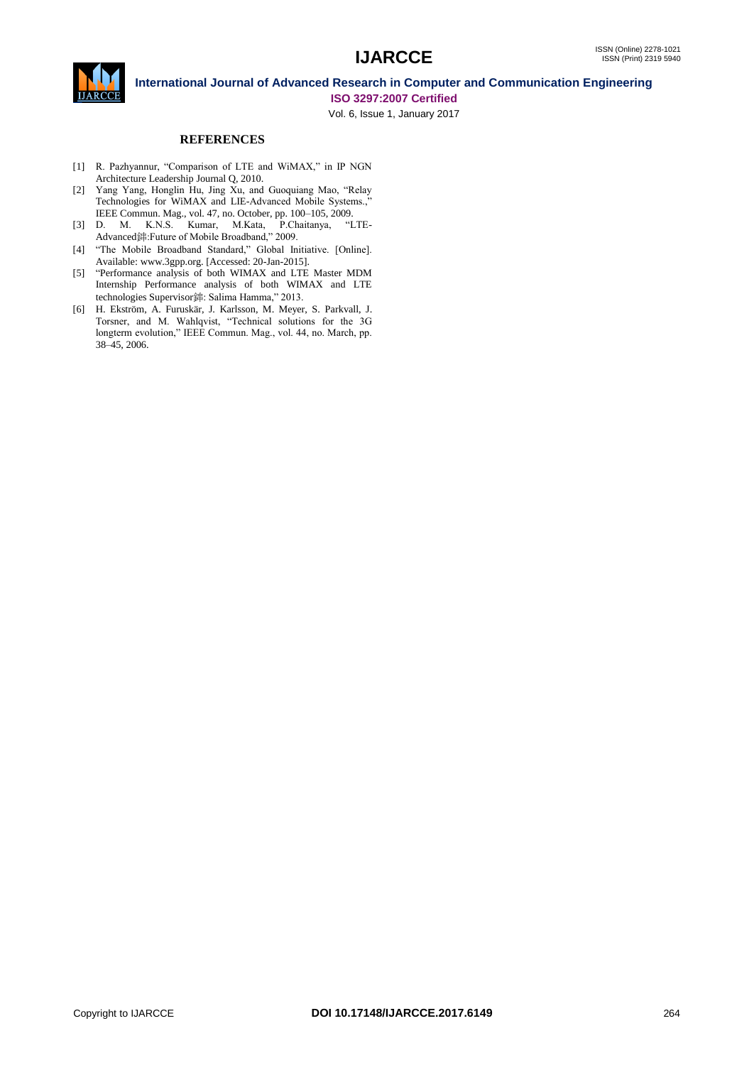## REFERENCES

[1] R. Pazhyannur, "Comparison of LTE and WiMAX," in IP NGN Architecture Leadership Journal Q, 2010.

[2] Yang Yang, Honglin Hu, Jing Xu, and Guoquiang Mao, "Relay Technologies for WiMAX and LIE-Advanced Mobile Systems.," IEEE Commun. Mag., vol. 47, no. October, pp. 100–105, 2009.

[3] D. M. K.N.S. Kumar, M.Kata, P.Chaitanya, "LTE-Advanced鉄:Future of Mobile Broadband," 2009.

[4] "The Mobile Broadband Standard," Global Initiative. [Online]. Available: www.3gpp.org. [Accessed: 20-Jan-2015].

[5] "Performance analysis of both WIMAX and LTE Master MDM Internship Performance analysis of both WIMAX and LTE technologies Supervisor鉄: Salima Hamma," 2013.

[6] H. Ekström, A. Furuskär, J. Karlsson, M. Meyer, S. Parkvall, J. Torsner, and M. Wahlqvist, "Technical solutions for the 3G longterm evolution," IEEE Commun. Mag., vol. 44, no. March, pp. 38–45, 2006.